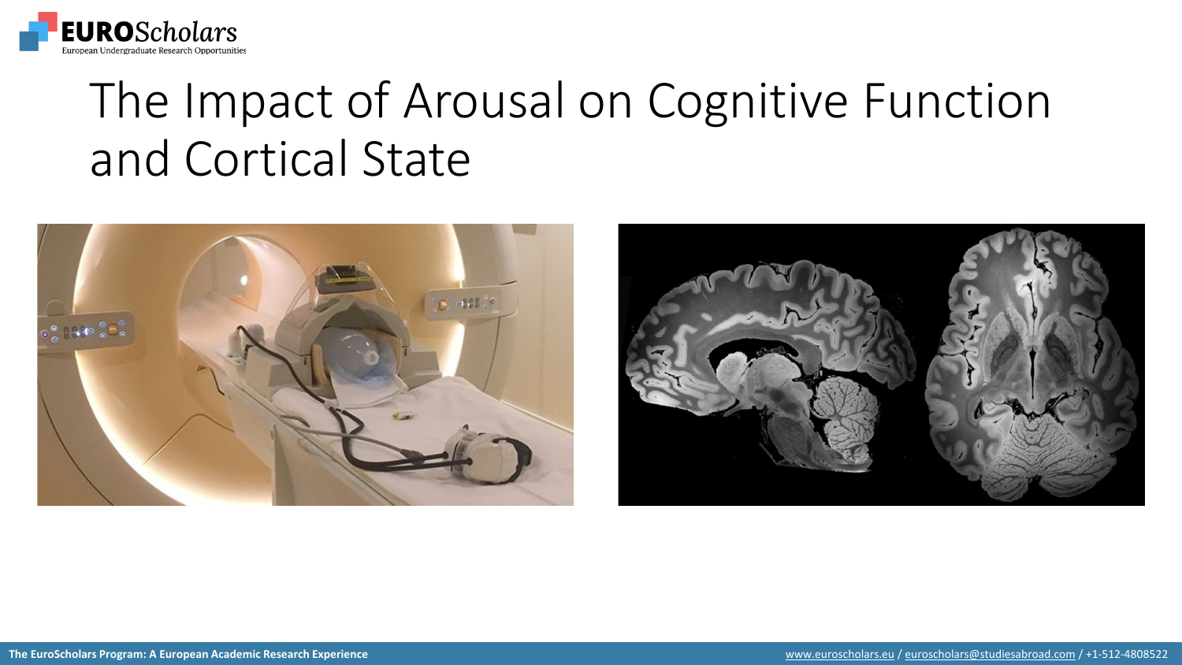# The Impact of Arousal on Cognitive Function and Cortical State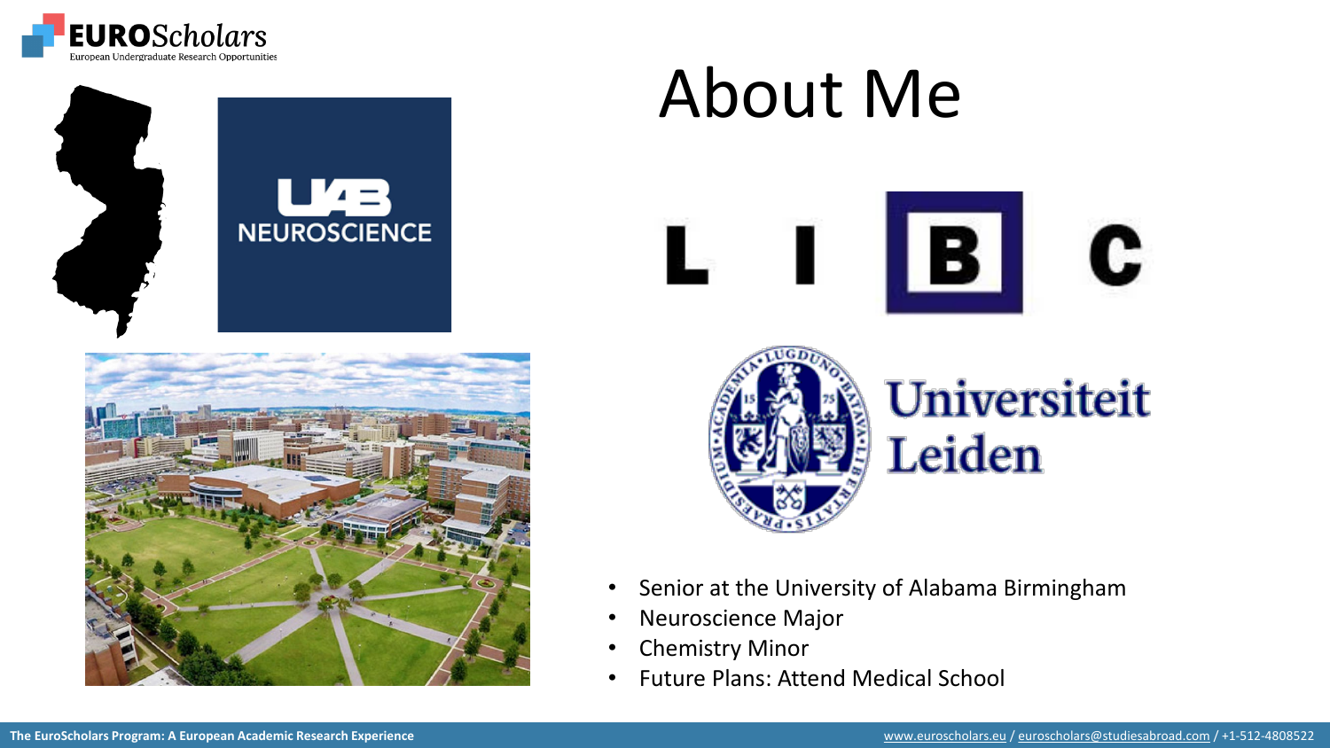# About Me

- Senior at the University of Alabama Birmingham
- Neuroscience Major
- Chemistry Minor
- Future Plans: Attend Medical School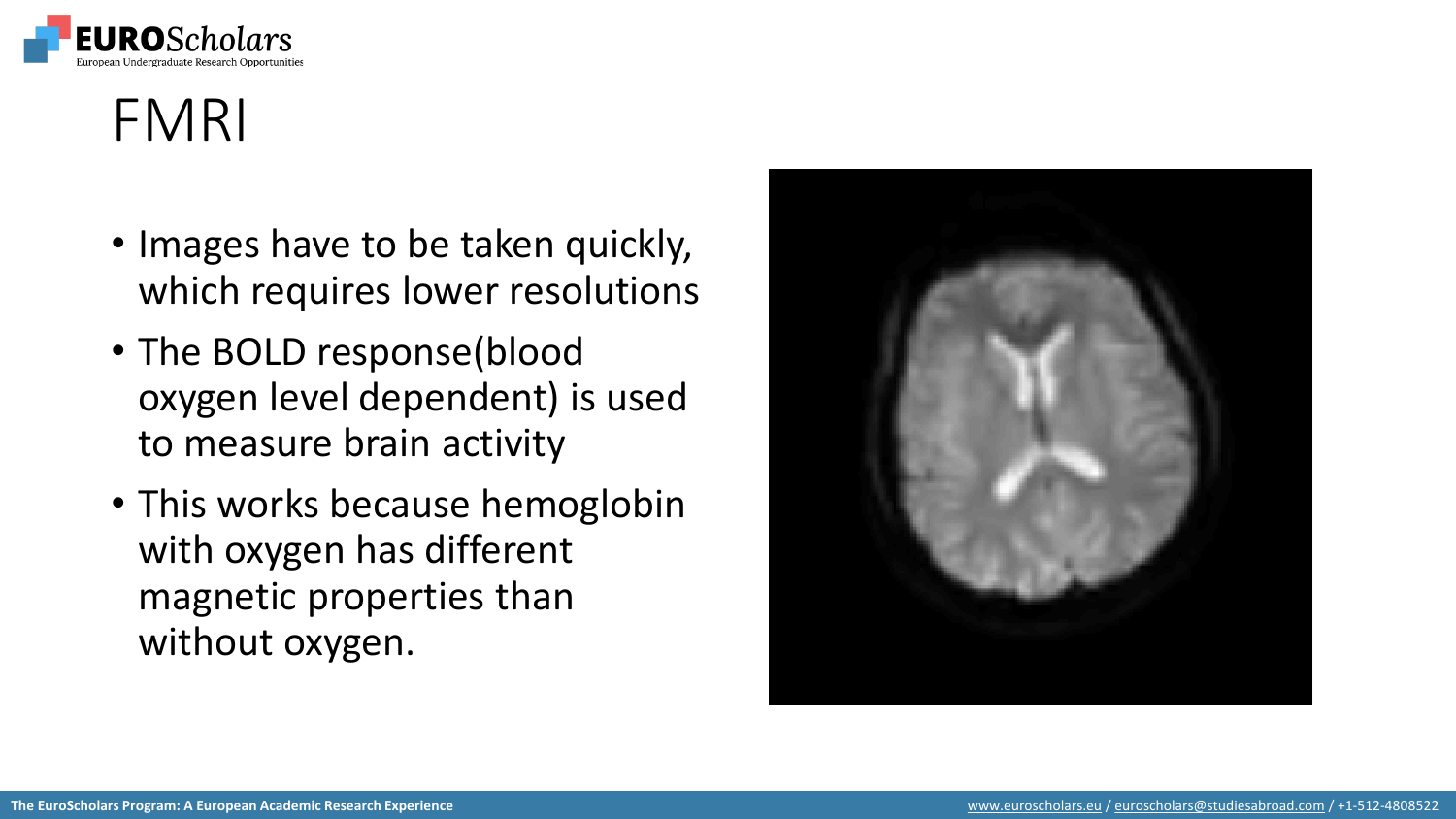# FMRI

- Images have to be taken quickly, which requires lower resolutions
- The BOLD response(blood oxygen level dependent) is used to measure brain activity
- This works because hemoglobin with oxygen has different magnetic properties than without oxygen.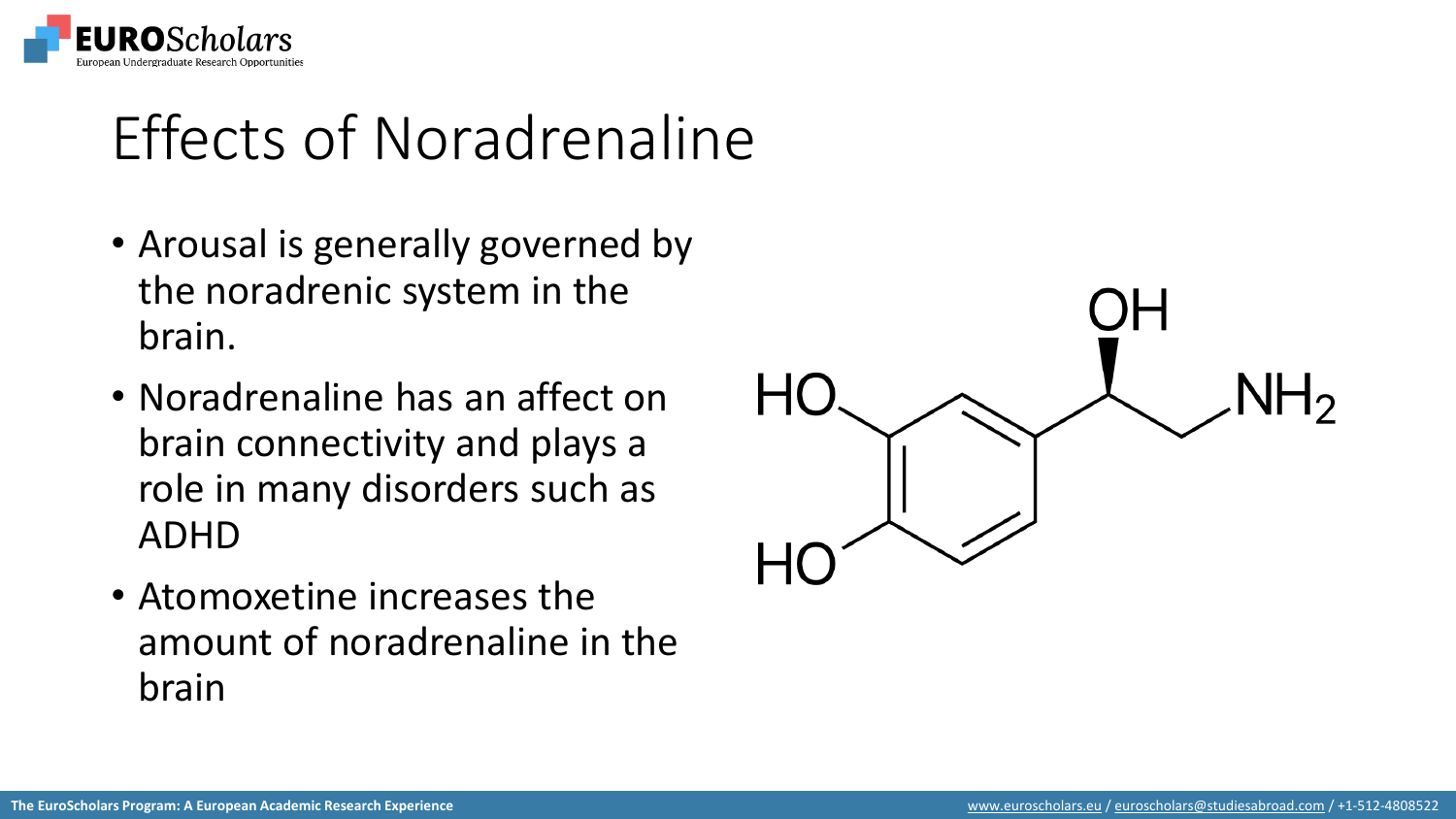# Effects of Noradrenaline

- Arousal is generally governed by the noradrenic system in the brain.
- Noradrenaline has an affect on brain connectivity and plays a role in many disorders such as ADHD
- Atomoxetine increases the amount of noradrenaline in the brain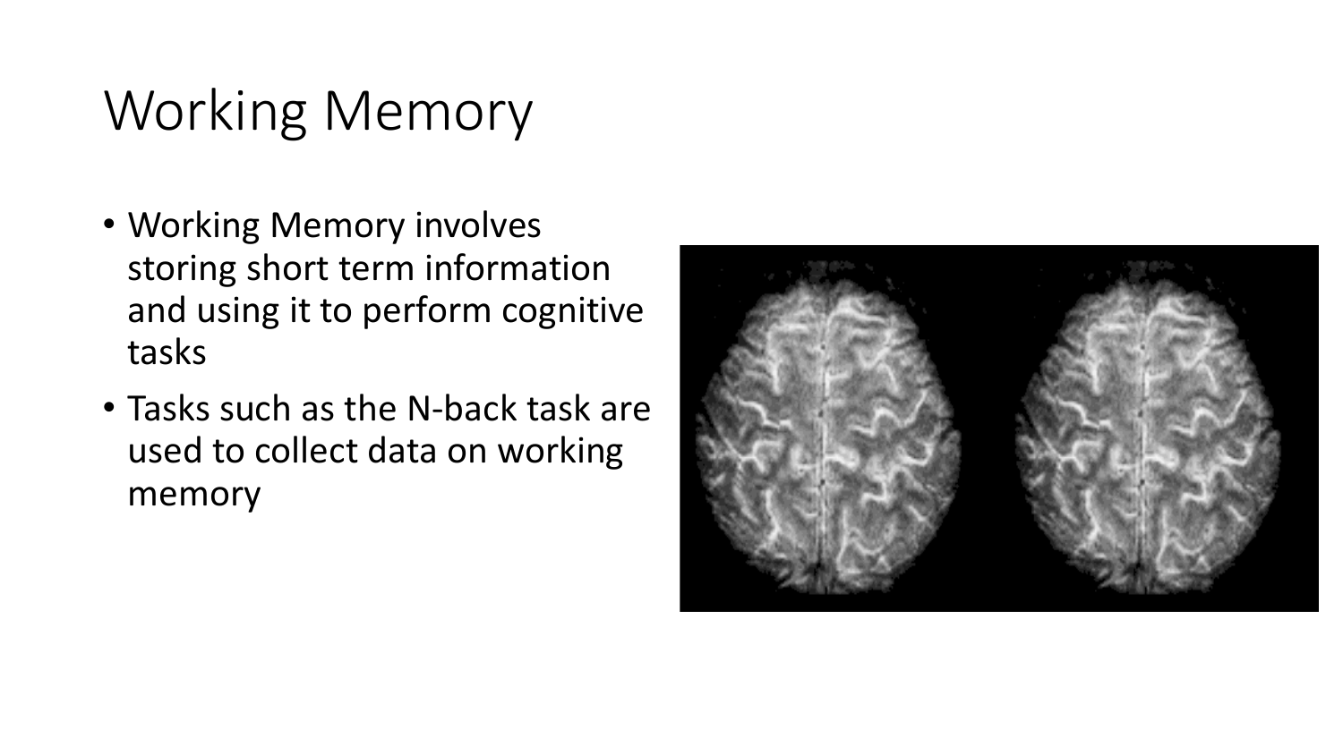# Working Memory

- Working Memory involves storing short term information and using it to perform cognitive tasks
- Tasks such as the N-back task are used to collect data on working memory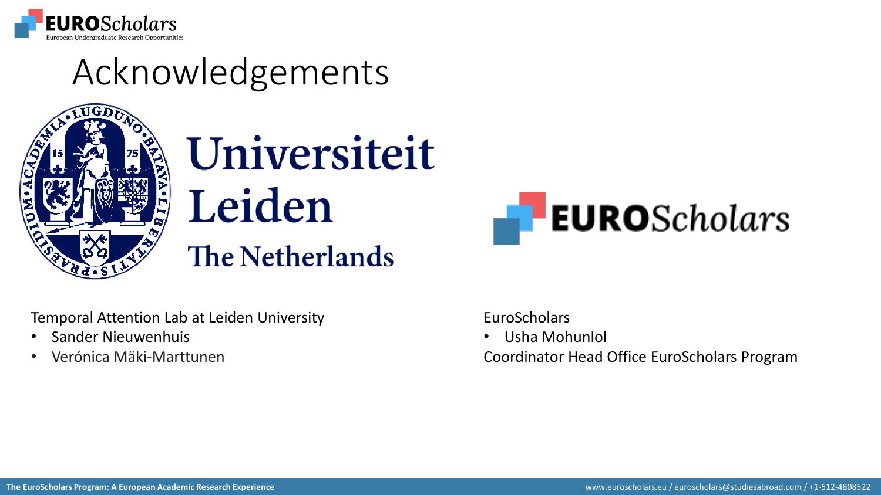# Acknowledgements

Universiteit Leiden
The Netherlands

EUROScholars

Temporal Attention Lab at Leiden University

- Sander Nieuwenhuis
- Verónica Mäki-Marttunen

EuroScholars

- Usha Mohunlol

Coordinator Head Office EuroScholars Program